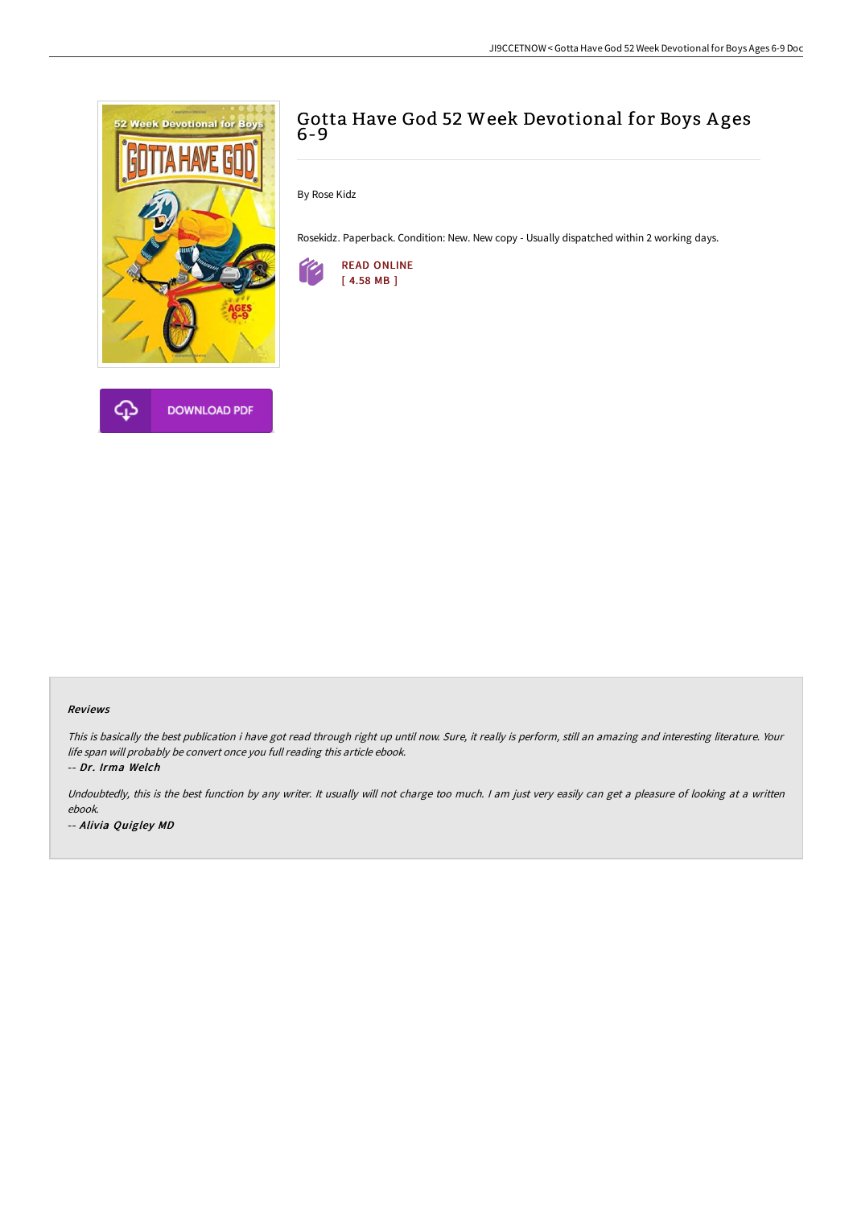# Gotta Have God 52 Week Devotional for Boys Ages 6-9

By Rose Kidz

Rosekidz. Paperback. Condition: New. New copy - Usually dispatched within 2 working days.

READ ONLINE
[ 4.58 MB ]

DOWNLOAD PDF

### Reviews

*This is basically the best publication i have got read through right up until now. Sure, it really is perform, still an amazing and interesting literature. Your life span will probably be convert once you full reading this article ebook.*

*-- Dr. Irma Welch*

*Undoubtedly, this is the best function by any writer. It usually will not charge too much. I am just very easily can get a pleasure of looking at a written ebook.*

*-- Alivia Quigley MD*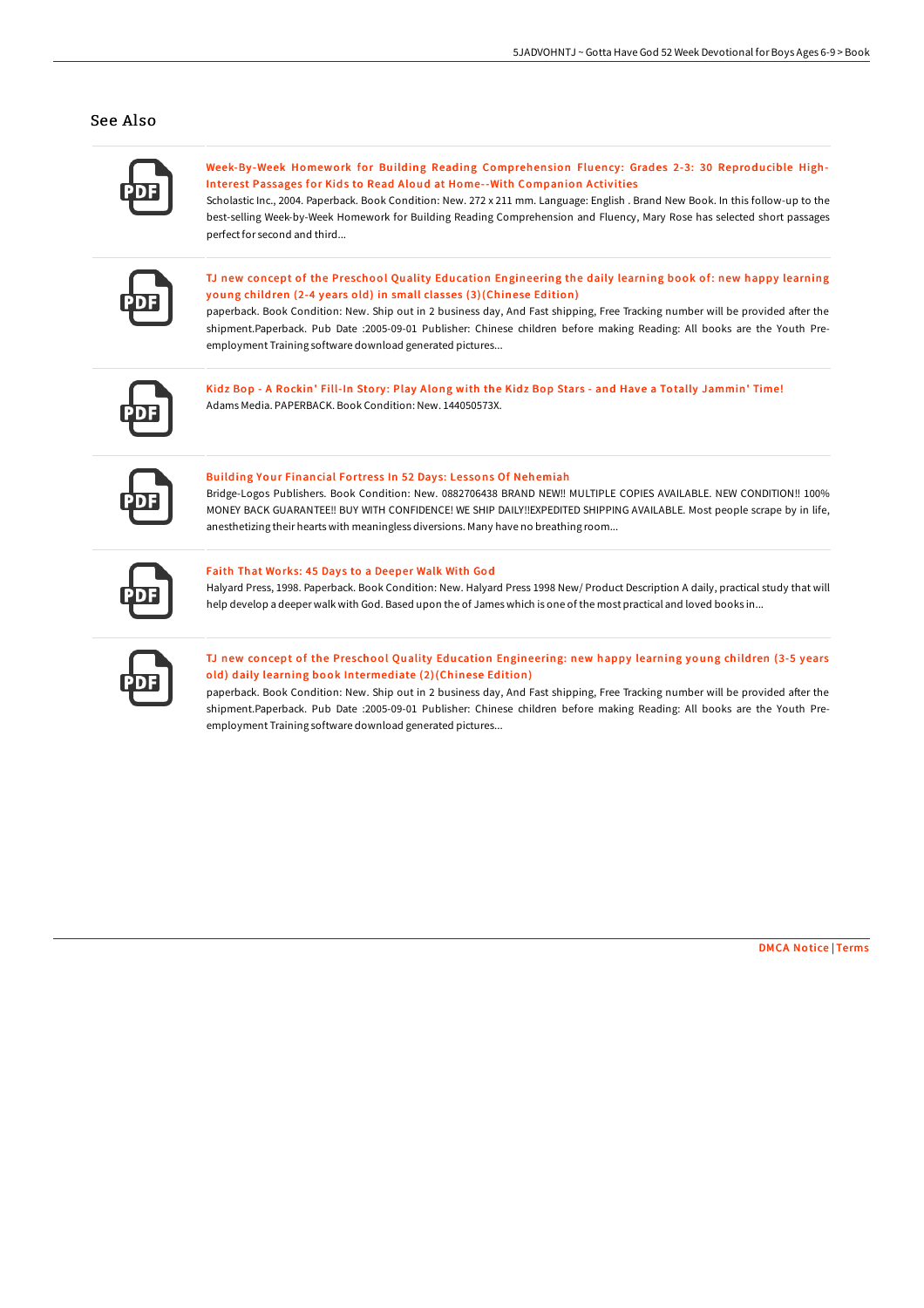## See Also

**Week-By-Week Homework for Building Reading Comprehension Fluency: Grades 2-3: 30 Reproducible High-Interest Passages for Kids to Read Aloud at Home--With Companion Activities**

Scholastic Inc., 2004. Paperback. Book Condition: New. 272 x 211 mm. Language: English . Brand New Book. In this follow-up to the best-selling Week-by-Week Homework for Building Reading Comprehension and Fluency, Mary Rose has selected short passages perfect for second and third...

**TJ new concept of the Preschool Quality Education Engineering the daily learning book of: new happy learning young children (2-4 years old) in small classes (3)(Chinese Edition)**

paperback. Book Condition: New. Ship out in 2 business day, And Fast shipping, Free Tracking number will be provided after the shipment.Paperback. Pub Date :2005-09-01 Publisher: Chinese children before making Reading: All books are the Youth Pre-employment Training software download generated pictures...

**Kidz Bop - A Rockin' Fill-In Story: Play Along with the Kidz Bop Stars - and Have a Totally Jammin' Time!**

Adams Media. PAPERBACK. Book Condition: New. 144050573X.

**Building Your Financial Fortress In 52 Days: Lessons Of Nehemiah**

Bridge-Logos Publishers. Book Condition: New. 0882706438 BRAND NEW!! MULTIPLE COPIES AVAILABLE. NEW CONDITION!! 100% MONEY BACK GUARANTEE!! BUY WITH CONFIDENCE! WE SHIP DAILY!!EXPEDITED SHIPPING AVAILABLE. Most people scrape by in life, anesthetizing their hearts with meaningless diversions. Many have no breathing room...

**Faith That Works: 45 Days to a Deeper Walk With God**

Halyard Press, 1998. Paperback. Book Condition: New. Halyard Press 1998 New/ Product Description A daily, practical study that will help develop a deeper walk with God. Based upon the of James which is one of the most practical and loved books in...

**TJ new concept of the Preschool Quality Education Engineering: new happy learning young children (3-5 years old) daily learning book Intermediate (2)(Chinese Edition)**

paperback. Book Condition: New. Ship out in 2 business day, And Fast shipping, Free Tracking number will be provided after the shipment.Paperback. Pub Date :2005-09-01 Publisher: Chinese children before making Reading: All books are the Youth Pre-employment Training software download generated pictures...